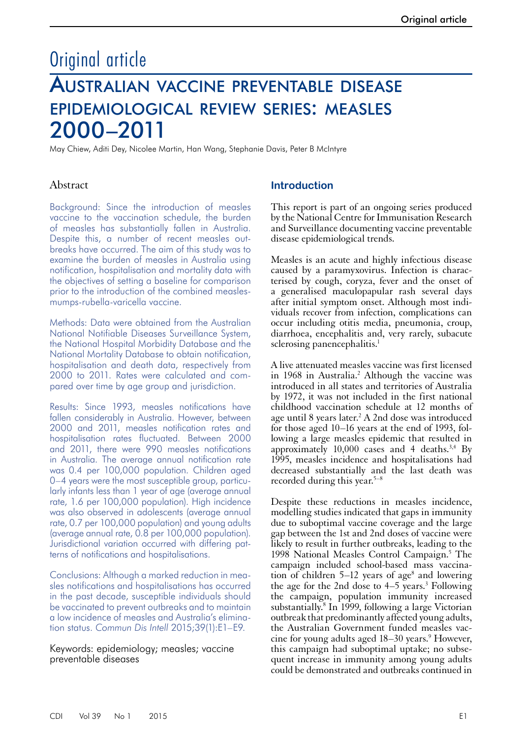# Original article

## Australian vaccine preventable disease epidemiological review series: measles 2000–2011

May Chiew, Aditi Dey, Nicolee Martin, Han Wang, Stephanie Davis, Peter B McIntyre

### Abstract

Background: Since the introduction of measles vaccine to the vaccination schedule, the burden of measles has substantially fallen in Australia. Despite this, a number of recent measles outbreaks have occurred. The aim of this study was to examine the burden of measles in Australia using notification, hospitalisation and mortality data with the objectives of setting a baseline for comparison prior to the introduction of the combined measles-mumps-rubella-varicella vaccine.

Methods: Data were obtained from the Australian National Notifiable Diseases Surveillance System, the National Hospital Morbidity Database and the National Mortality Database to obtain notification, hospitalisation and death data, respectively from 2000 to 2011. Rates were calculated and compared over time by age group and jurisdiction.

Results: Since 1993, measles notifications have fallen considerably in Australia. However, between 2000 and 2011, measles notification rates and hospitalisation rates fluctuated. Between 2000 and 2011, there were 990 measles notifications in Australia. The average annual notification rate was 0.4 per 100,000 population. Children aged 0–4 years were the most susceptible group, particularly infants less than 1 year of age (average annual rate, 1.6 per 100,000 population). High incidence was also observed in adolescents (average annual rate, 0.7 per 100,000 population) and young adults (average annual rate, 0.8 per 100,000 population). Jurisdictional variation occurred with differing patterns of notifications and hospitalisations.

Conclusions: Although a marked reduction in measles notifications and hospitalisations has occurred in the past decade, susceptible individuals should be vaccinated to prevent outbreaks and to maintain a low incidence of measles and Australia's elimination status. *Commun Dis Intell* 2015;39(1):E1–E9.

Keywords: epidemiology; measles; vaccine preventable diseases

### Introduction

This report is part of an ongoing series produced by the National Centre for Immunisation Research and Surveillance documenting vaccine preventable disease epidemiological trends.

Measles is an acute and highly infectious disease caused by a paramyxovirus. Infection is characterised by cough, coryza, fever and the onset of a generalised maculopapular rash several days after initial symptom onset. Although most individuals recover from infection, complications can occur including otitis media, pneumonia, croup, diarrhoea, encephalitis and, very rarely, subacute sclerosing panencephalitis.[1]

A live attenuated measles vaccine was first licensed in 1968 in Australia.[2] Although the vaccine was introduced in all states and territories of Australia by 1972, it was not included in the first national childhood vaccination schedule at 12 months of age until 8 years later.[2] A 2nd dose was introduced for those aged 10–16 years at the end of 1993, following a large measles epidemic that resulted in approximately 10,000 cases and 4 deaths.[3,4] By 1995, measles incidence and hospitalisations had decreased substantially and the last death was recorded during this year.[5–8]

Despite these reductions in measles incidence, modelling studies indicated that gaps in immunity due to suboptimal vaccine coverage and the large gap between the 1st and 2nd doses of vaccine were likely to result in further outbreaks, leading to the 1998 National Measles Control Campaign.[5] The campaign included school-based mass vaccination of children 5–12 years of age[8] and lowering the age for the 2nd dose to 4–5 years.[3] Following the campaign, population immunity increased substantially.[8] In 1999, following a large Victorian outbreak that predominantly affected young adults, the Australian Government funded measles vaccine for young adults aged 18–30 years.[9] However, this campaign had suboptimal uptake; no subsequent increase in immunity among young adults could be demonstrated and outbreaks continued in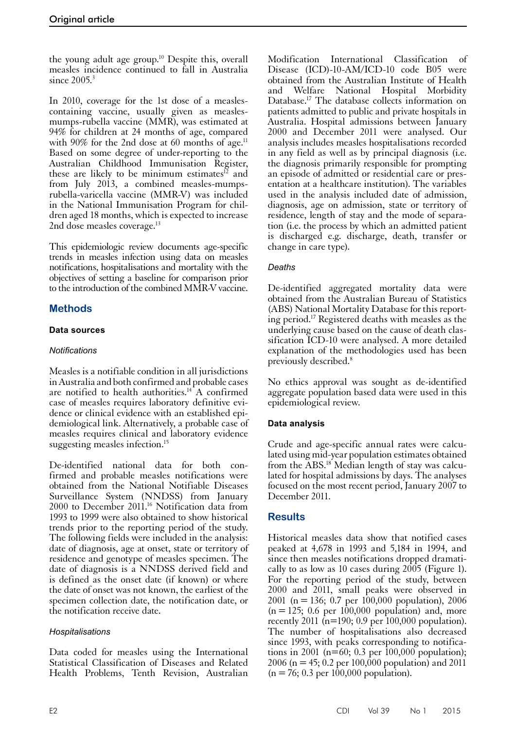the young adult age group.[10] Despite this, overall measles incidence continued to fall in Australia since 2005.[3]

In 2010, coverage for the 1st dose of a measles-containing vaccine, usually given as measles-mumps-rubella vaccine (MMR), was estimated at 94% for children at 24 months of age, compared with 90% for the 2nd dose at 60 months of age.[11] Based on some degree of under-reporting to the Australian Childhood Immunisation Register, these are likely to be minimum estimates[12] and from July 2013, a combined measles-mumps-rubella-varicella vaccine (MMR-V) was included in the National Immunisation Program for children aged 18 months, which is expected to increase 2nd dose measles coverage.[13]

This epidemiologic review documents age-specific trends in measles infection using data on measles notifications, hospitalisations and mortality with the objectives of setting a baseline for comparison prior to the introduction of the combined MMR-V vaccine.

## Methods

### Data sources

#### *Notifications*

Measles is a notifiable condition in all jurisdictions in Australia and both confirmed and probable cases are notified to health authorities.[14] A confirmed case of measles requires laboratory definitive evidence or clinical evidence with an established epidemiological link. Alternatively, a probable case of measles requires clinical and laboratory evidence suggesting measles infection.[15]

De-identified national data for both confirmed and probable measles notifications were obtained from the National Notifiable Diseases Surveillance System (NNDSS) from January 2000 to December 2011.[16] Notification data from 1993 to 1999 were also obtained to show historical trends prior to the reporting period of the study. The following fields were included in the analysis: date of diagnosis, age at onset, state or territory of residence and genotype of measles specimen. The date of diagnosis is a NNDSS derived field and is defined as the onset date (if known) or where the date of onset was not known, the earliest of the specimen collection date, the notification date, or the notification receive date.

#### *Hospitalisations*

Data coded for measles using the International Statistical Classification of Diseases and Related Health Problems, Tenth Revision, Australian Modification International Classification of Disease (ICD)-10-AM/ICD-10 code B05 were obtained from the Australian Institute of Health and Welfare National Hospital Morbidity Database.[17] The database collects information on patients admitted to public and private hospitals in Australia. Hospital admissions between January 2000 and December 2011 were analysed. Our analysis includes measles hospitalisations recorded in any field as well as by principal diagnosis (i.e. the diagnosis primarily responsible for prompting an episode of admitted or residential care or presentation at a healthcare institution). The variables used in the analysis included date of admission, diagnosis, age on admission, state or territory of residence, length of stay and the mode of separation (i.e. the process by which an admitted patient is discharged e.g. discharge, death, transfer or change in care type).

#### *Deaths*

De-identified aggregated mortality data were obtained from the Australian Bureau of Statistics (ABS) National Mortality Database for this reporting period.[17] Registered deaths with measles as the underlying cause based on the cause of death classification ICD-10 were analysed. A more detailed explanation of the methodologies used has been previously described.[8]

No ethics approval was sought as de-identified aggregate population based data were used in this epidemiological review.

### Data analysis

Crude and age-specific annual rates were calculated using mid-year population estimates obtained from the ABS.[18] Median length of stay was calculated for hospital admissions by days. The analyses focused on the most recent period, January 2007 to December 2011.

## Results

Historical measles data show that notified cases peaked at 4,678 in 1993 and 5,184 in 1994, and since then measles notifications dropped dramatically to as low as 10 cases during 2005 (Figure 1). For the reporting period of the study, between 2000 and 2011, small peaks were observed in 2001 (n = 136; 0.7 per 100,000 population), 2006 (n = 125; 0.6 per 100,000 population) and, more recently 2011 (n=190; 0.9 per 100,000 population). The number of hospitalisations also decreased since 1993, with peaks corresponding to notifications in 2001 (n=60; 0.3 per 100,000 population); 2006 (n = 45; 0.2 per 100,000 population) and 2011 (n = 76; 0.3 per 100,000 population).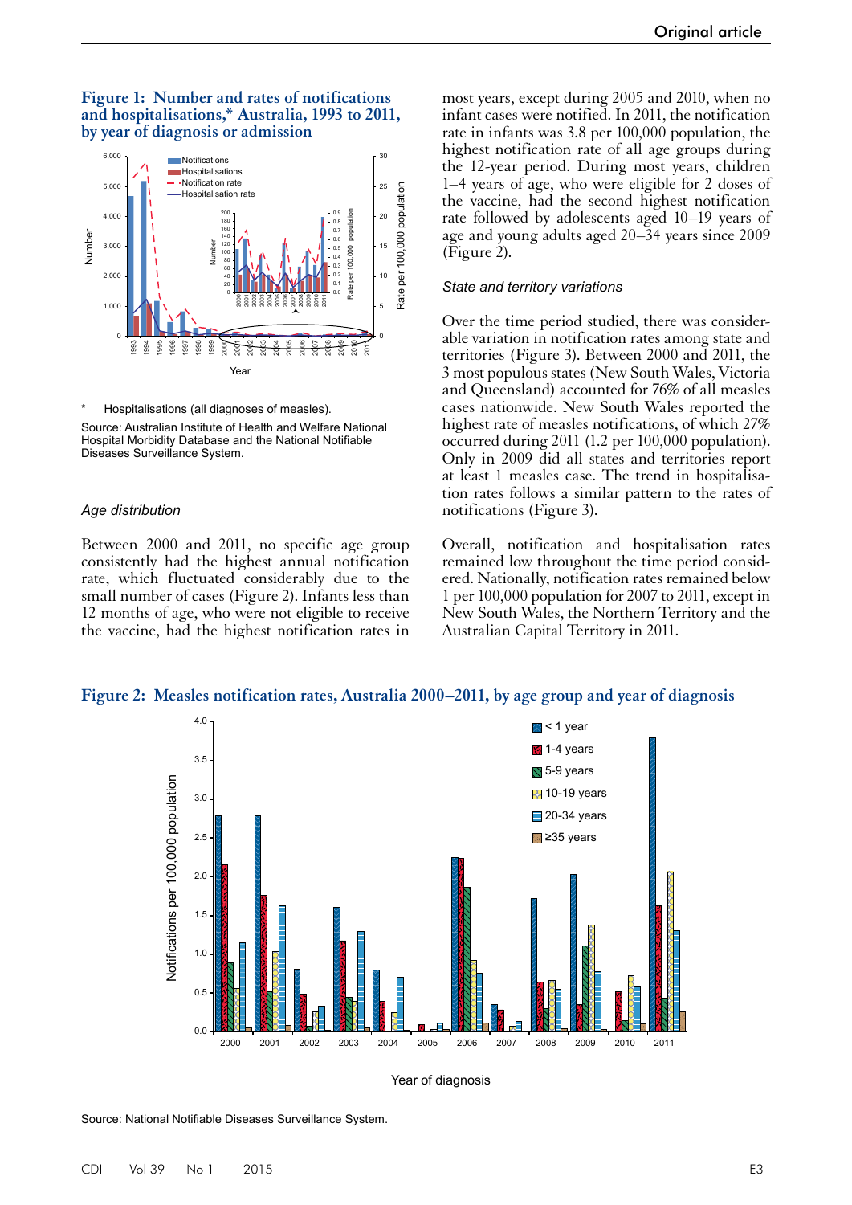**Figure 1: Number and rates of notifications and hospitalisations,* Australia, 1993 to 2011, by year of diagnosis or admission**

\* Hospitalisations (all diagnoses of measles).

Source: Australian Institute of Health and Welfare National Hospital Morbidity Database and the National Notifiable Diseases Surveillance System.

### *Age distribution*

Between 2000 and 2011, no specific age group consistently had the highest annual notification rate, which fluctuated considerably due to the small number of cases (Figure 2). Infants less than 12 months of age, who were not eligible to receive the vaccine, had the highest notification rates in most years, except during 2005 and 2010, when no infant cases were notified. In 2011, the notification rate in infants was 3.8 per 100,000 population, the highest notification rate of all age groups during the 12-year period. During most years, children 1–4 years of age, who were eligible for 2 doses of the vaccine, had the second highest notification rate followed by adolescents aged 10–19 years of age and young adults aged 20–34 years since 2009 (Figure 2).

### *State and territory variations*

Over the time period studied, there was considerable variation in notification rates among state and territories (Figure 3). Between 2000 and 2011, the 3 most populous states (New South Wales, Victoria and Queensland) accounted for 76% of all measles cases nationwide. New South Wales reported the highest rate of measles notifications, of which 27% occurred during 2011 (1.2 per 100,000 population). Only in 2009 did all states and territories report at least 1 measles case. The trend in hospitalisation rates follows a similar pattern to the rates of notifications (Figure 3).

Overall, notification and hospitalisation rates remained low throughout the time period considered. Nationally, notification rates remained below 1 per 100,000 population for 2007 to 2011, except in New South Wales, the Northern Territory and the Australian Capital Territory in 2011.

**Figure 2: Measles notification rates, Australia 2000–2011, by age group and year of diagnosis**

Source: National Notifiable Diseases Surveillance System.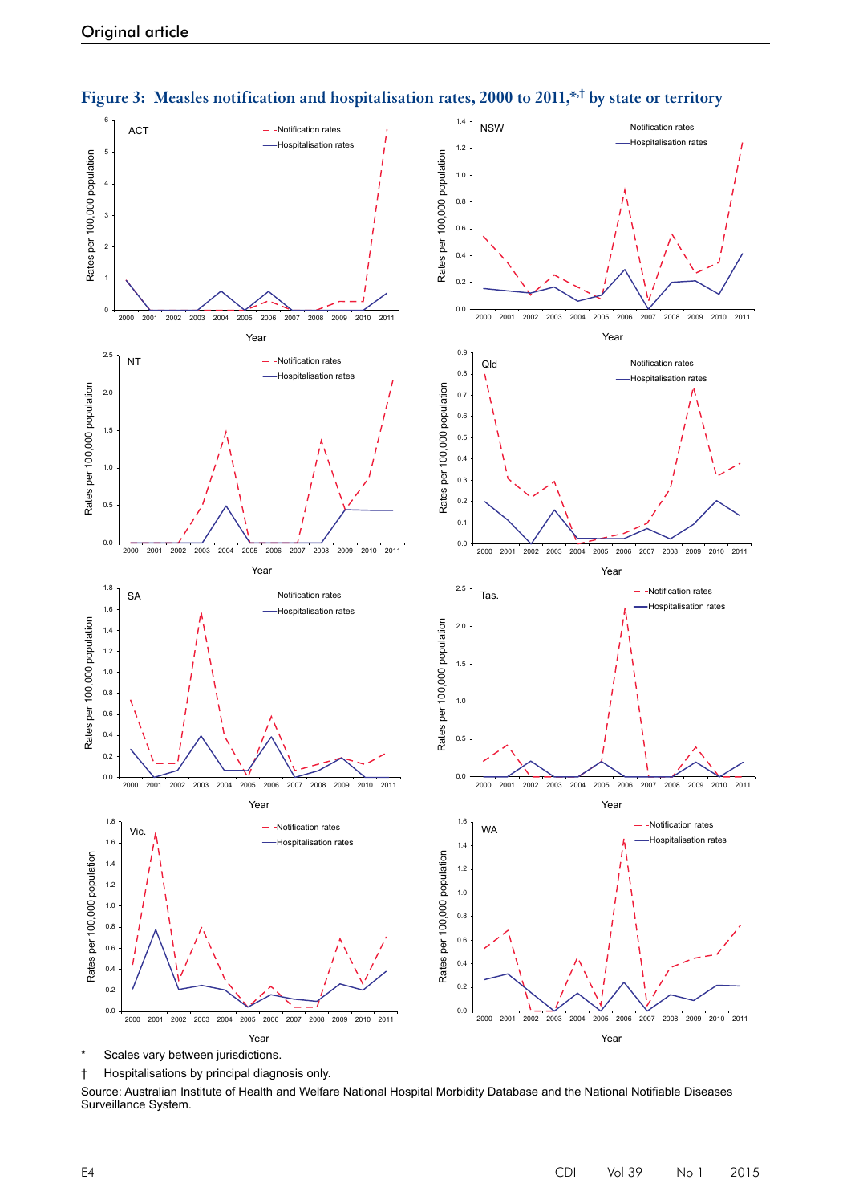**Figure 3: Measles notification and hospitalisation rates, 2000 to 2011,*,† by state or territory**

\* Scales vary between jurisdictions.

† Hospitalisations by principal diagnosis only.

Source: Australian Institute of Health and Welfare National Hospital Morbidity Database and the National Notifiable Diseases Surveillance System.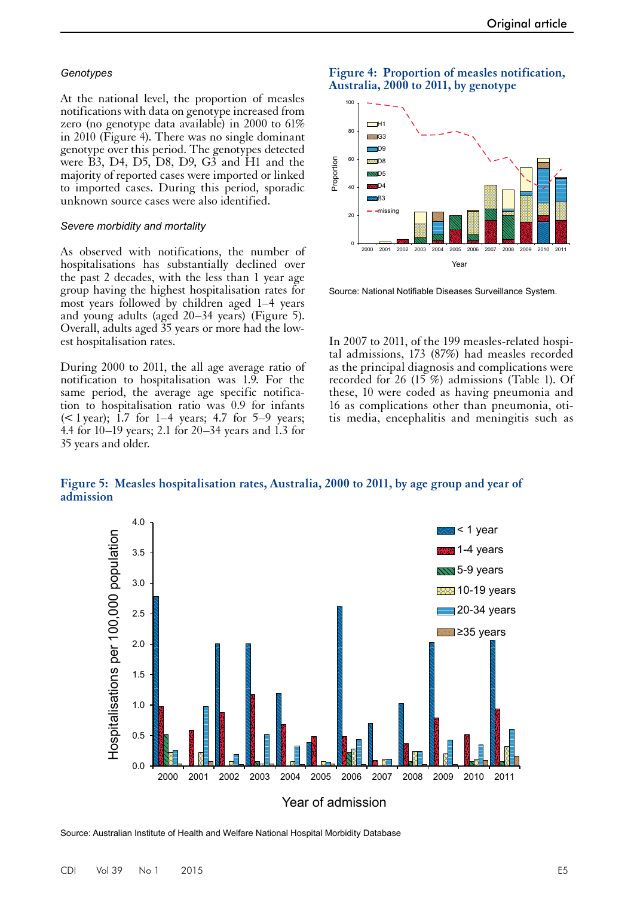### *Genotypes*

At the national level, the proportion of measles notifications with data on genotype increased from zero (no genotype data available) in 2000 to 61% in 2010 (Figure 4). There was no single dominant genotype over this period. The genotypes detected were B3, D4, D5, D8, D9, G3 and H1 and the majority of reported cases were imported or linked to imported cases. During this period, sporadic unknown source cases were also identified.

### *Severe morbidity and mortality*

As observed with notifications, the number of hospitalisations has substantially declined over the past 2 decades, with the less than 1 year age group having the highest hospitalisation rates for most years followed by children aged 1–4 years and young adults (aged 20–34 years) (Figure 5). Overall, adults aged 35 years or more had the lowest hospitalisation rates.

During 2000 to 2011, the all age average ratio of notification to hospitalisation was 1.9. For the same period, the average age specific notification to hospitalisation ratio was 0.9 for infants (< 1 year); 1.7 for 1–4 years; 4.7 for 5–9 years; 4.4 for 10–19 years; 2.1 for 20–34 years and 1.3 for 35 years and older.

**Figure 4: Proportion of measles notification, Australia, 2000 to 2011, by genotype**

Source: National Notifiable Diseases Surveillance System.

In 2007 to 2011, of the 199 measles-related hospital admissions, 173 (87%) had measles recorded as the principal diagnosis and complications were recorded for 26 (15 %) admissions (Table 1). Of these, 10 were coded as having pneumonia and 16 as complications other than pneumonia, otitis media, encephalitis and meningitis such as

**Figure 5: Measles hospitalisation rates, Australia, 2000 to 2011, by age group and year of admission**

Source: Australian Institute of Health and Welfare National Hospital Morbidity Database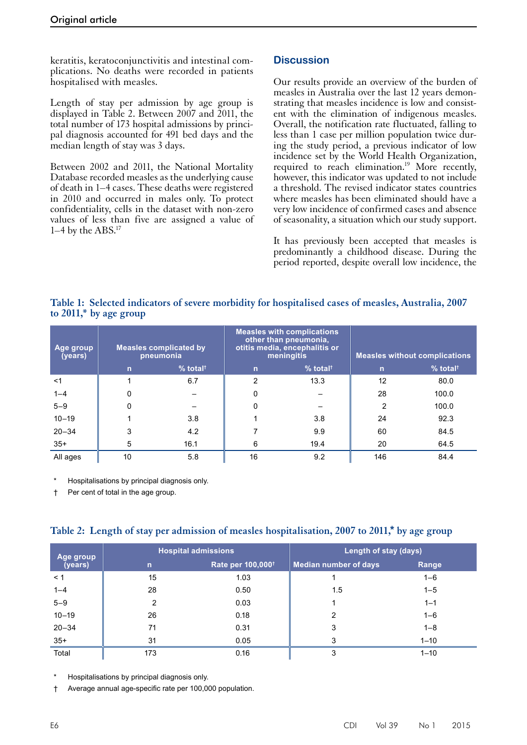keratitis, keratoconjunctivitis and intestinal complications. No deaths were recorded in patients hospitalised with measles.

Length of stay per admission by age group is displayed in Table 2. Between 2007 and 2011, the total number of 173 hospital admissions by principal diagnosis accounted for 491 bed days and the median length of stay was 3 days.

Between 2002 and 2011, the National Mortality Database recorded measles as the underlying cause of death in 1–4 cases. These deaths were registered in 2010 and occurred in males only. To protect confidentiality, cells in the dataset with non-zero values of less than five are assigned a value of 1–4 by the ABS.[17]

## Discussion

Our results provide an overview of the burden of measles in Australia over the last 12 years demonstrating that measles incidence is low and consistent with the elimination of indigenous measles. Overall, the notification rate fluctuated, falling to less than 1 case per million population twice during the study period, a previous indicator of low incidence set by the World Health Organization, required to reach elimination.[19] More recently, however, this indicator was updated to not include a threshold. The revised indicator states countries where measles has been eliminated should have a very low incidence of confirmed cases and absence of seasonality, a situation which our study support.

It has previously been accepted that measles is predominantly a childhood disease. During the period reported, despite overall low incidence, the

**Table 1: Selected indicators of severe morbidity for hospitalised cases of measles, Australia, 2007 to 2011,* by age group**

| Age group (years) | Measles complicated by pneumonia | | Measles with complications other than pneumonia, otitis media, encephalitis or meningitis | | Measles without complications | |
|---|---|---|---|---|---|---|
| | n | % total† | n | % total† | n | % total† |
| <1 | 1 | 6.7 | 2 | 13.3 | 12 | 80.0 |
| 1–4 | 0 | – | 0 | – | 28 | 100.0 |
| 5–9 | 0 | – | 0 | – | 2 | 100.0 |
| 10–19 | 1 | 3.8 | 1 | 3.8 | 24 | 92.3 |
| 20–34 | 3 | 4.2 | 7 | 9.9 | 60 | 84.5 |
| 35+ | 5 | 16.1 | 6 | 19.4 | 20 | 64.5 |
| All ages | 10 | 5.8 | 16 | 9.2 | 146 | 84.4 |

\* Hospitalisations by principal diagnosis only.

† Per cent of total in the age group.

**Table 2: Length of stay per admission of measles hospitalisation, 2007 to 2011,* by age group**

| Age group (years) | Hospital admissions | | Length of stay (days) | |
|---|---|---|---|---|
| | n | Rate per 100,000† | Median number of days | Range |
| < 1 | 15 | 1.03 | 1 | 1–6 |
| 1–4 | 28 | 0.50 | 1.5 | 1–5 |
| 5–9 | 2 | 0.03 | 1 | 1–1 |
| 10–19 | 26 | 0.18 | 2 | 1–6 |
| 20–34 | 71 | 0.31 | 3 | 1–8 |
| 35+ | 31 | 0.05 | 3 | 1–10 |
| Total | 173 | 0.16 | 3 | 1–10 |

\* Hospitalisations by principal diagnosis only.

† Average annual age-specific rate per 100,000 population.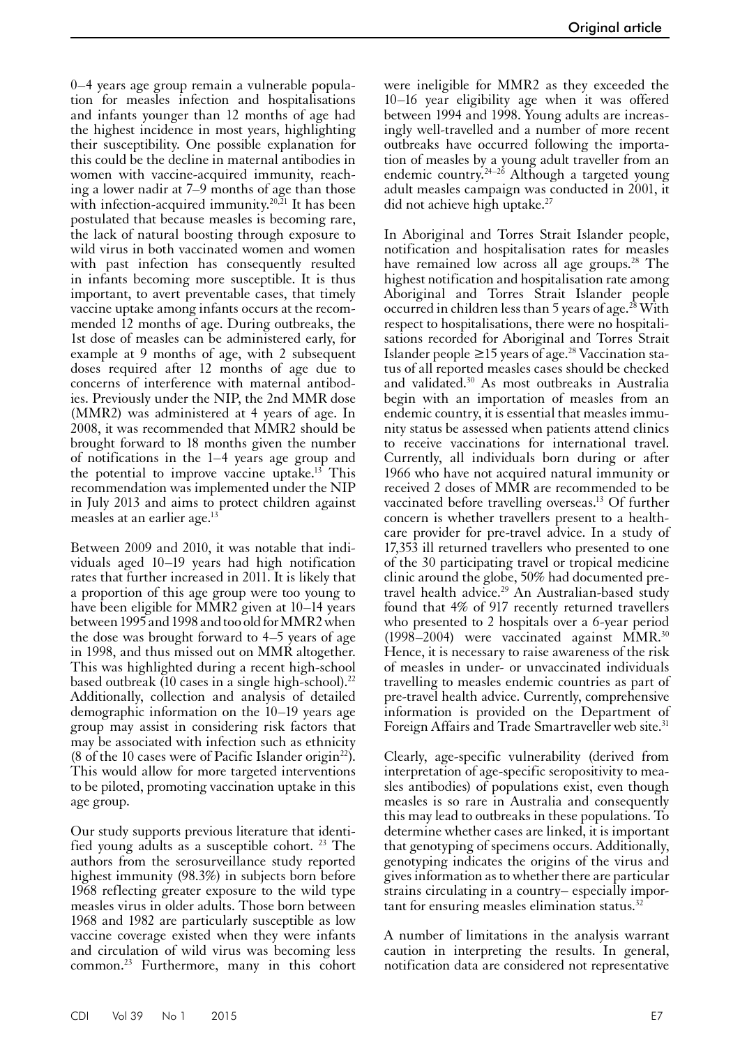0–4 years age group remain a vulnerable population for measles infection and hospitalisations and infants younger than 12 months of age had the highest incidence in most years, highlighting their susceptibility. One possible explanation for this could be the decline in maternal antibodies in women with vaccine-acquired immunity, reaching a lower nadir at 7–9 months of age than those with infection-acquired immunity.[20,21] It has been postulated that because measles is becoming rare, the lack of natural boosting through exposure to wild virus in both vaccinated women and women with past infection has consequently resulted in infants becoming more susceptible. It is thus important, to avert preventable cases, that timely vaccine uptake among infants occurs at the recommended 12 months of age. During outbreaks, the 1st dose of measles can be administered early, for example at 9 months of age, with 2 subsequent doses required after 12 months of age due to concerns of interference with maternal antibodies. Previously under the NIP, the 2nd MMR dose (MMR2) was administered at 4 years of age. In 2008, it was recommended that MMR2 should be brought forward to 18 months given the number of notifications in the 1–4 years age group and the potential to improve vaccine uptake.[13] This recommendation was implemented under the NIP in July 2013 and aims to protect children against measles at an earlier age.[13]

Between 2009 and 2010, it was notable that individuals aged 10–19 years had high notification rates that further increased in 2011. It is likely that a proportion of this age group were too young to have been eligible for MMR2 given at 10–14 years between 1995 and 1998 and too old for MMR2 when the dose was brought forward to 4–5 years of age in 1998, and thus missed out on MMR altogether. This was highlighted during a recent high-school based outbreak (10 cases in a single high-school).[22] Additionally, collection and analysis of detailed demographic information on the 10–19 years age group may assist in considering risk factors that may be associated with infection such as ethnicity (8 of the 10 cases were of Pacific Islander origin[22]). This would allow for more targeted interventions to be piloted, promoting vaccination uptake in this age group.

Our study supports previous literature that identified young adults as a susceptible cohort. [23] The authors from the serosurveillance study reported highest immunity (98.3%) in subjects born before 1968 reflecting greater exposure to the wild type measles virus in older adults. Those born between 1968 and 1982 are particularly susceptible as low vaccine coverage existed when they were infants and circulation of wild virus was becoming less common.[23] Furthermore, many in this cohort were ineligible for MMR2 as they exceeded the 10–16 year eligibility age when it was offered between 1994 and 1998. Young adults are increasingly well-travelled and a number of more recent outbreaks have occurred following the importation of measles by a young adult traveller from an endemic country.[24–26] Although a targeted young adult measles campaign was conducted in 2001, it did not achieve high uptake.[27]

In Aboriginal and Torres Strait Islander people, notification and hospitalisation rates for measles have remained low across all age groups.[28] The highest notification and hospitalisation rate among Aboriginal and Torres Strait Islander people occurred in children less than 5 years of age.[28] With respect to hospitalisations, there were no hospitalisations recorded for Aboriginal and Torres Strait Islander people ≥15 years of age.[28] Vaccination status of all reported measles cases should be checked and validated.[30] As most outbreaks in Australia begin with an importation of measles from an endemic country, it is essential that measles immunity status be assessed when patients attend clinics to receive vaccinations for international travel. Currently, all individuals born during or after 1966 who have not acquired natural immunity or received 2 doses of MMR are recommended to be vaccinated before travelling overseas.[13] Of further concern is whether travellers present to a healthcare provider for pre-travel advice. In a study of 17,353 ill returned travellers who presented to one of the 30 participating travel or tropical medicine clinic around the globe, 50% had documented pre-travel health advice.[29] An Australian-based study found that 4% of 917 recently returned travellers who presented to 2 hospitals over a 6-year period (1998–2004) were vaccinated against MMR.[30] Hence, it is necessary to raise awareness of the risk of measles in under- or unvaccinated individuals travelling to measles endemic countries as part of pre-travel health advice. Currently, comprehensive information is provided on the Department of Foreign Affairs and Trade Smartraveller web site.[31]

Clearly, age-specific vulnerability (derived from interpretation of age-specific seropositivity to measles antibodies) of populations exist, even though measles is so rare in Australia and consequently this may lead to outbreaks in these populations. To determine whether cases are linked, it is important that genotyping of specimens occurs. Additionally, genotyping indicates the origins of the virus and gives information as to whether there are particular strains circulating in a country– especially important for ensuring measles elimination status.[32]

A number of limitations in the analysis warrant caution in interpreting the results. In general, notification data are considered not representative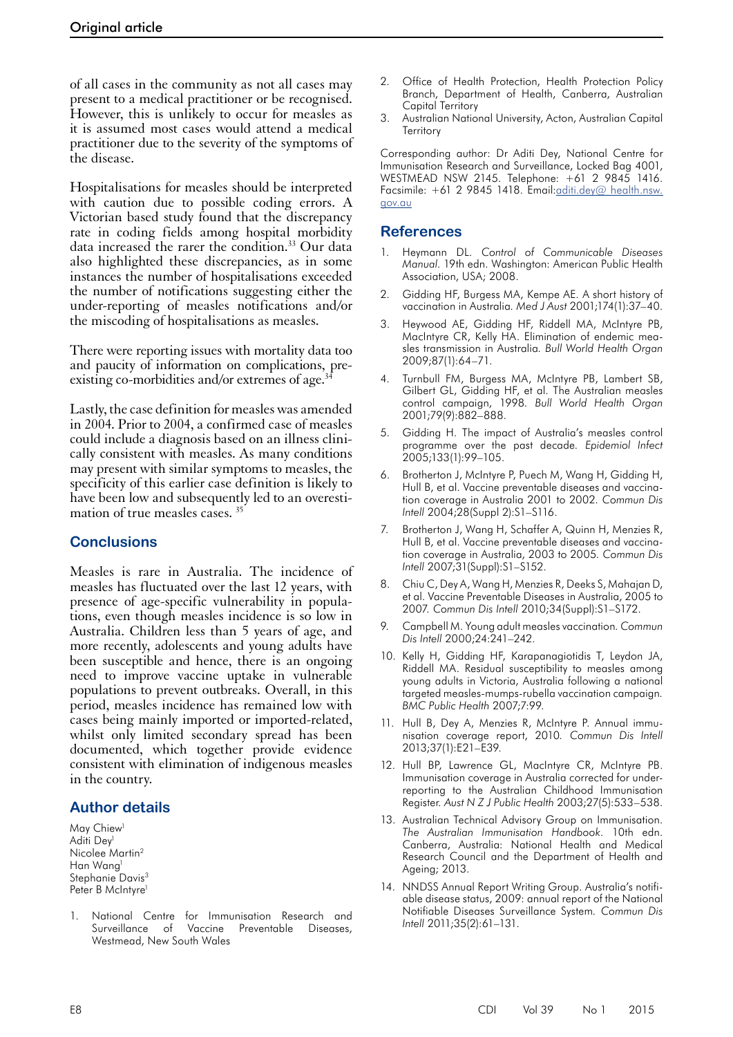of all cases in the community as not all cases may present to a medical practitioner or be recognised. However, this is unlikely to occur for measles as it is assumed most cases would attend a medical practitioner due to the severity of the symptoms of the disease.

Hospitalisations for measles should be interpreted with caution due to possible coding errors. A Victorian based study found that the discrepancy rate in coding fields among hospital morbidity data increased the rarer the condition.[33] Our data also highlighted these discrepancies, as in some instances the number of hospitalisations exceeded the number of notifications suggesting either the under-reporting of measles notifications and/or the miscoding of hospitalisations as measles.

There were reporting issues with mortality data too and paucity of information on complications, pre-existing co-morbidities and/or extremes of age.[34]

Lastly, the case definition for measles was amended in 2004. Prior to 2004, a confirmed case of measles could include a diagnosis based on an illness clinically consistent with measles. As many conditions may present with similar symptoms to measles, the specificity of this earlier case definition is likely to have been low and subsequently led to an overestimation of true measles cases.[35]

## Conclusions

Measles is rare in Australia. The incidence of measles has fluctuated over the last 12 years, with presence of age-specific vulnerability in populations, even though measles incidence is so low in Australia. Children less than 5 years of age, and more recently, adolescents and young adults have been susceptible and hence, there is an ongoing need to improve vaccine uptake in vulnerable populations to prevent outbreaks. Overall, in this period, measles incidence has remained low with cases being mainly imported or imported-related, whilst only limited secondary spread has been documented, which together provide evidence consistent with elimination of indigenous measles in the country.

## Author details

May Chiew[1]
Aditi Dey[1]
Nicolee Martin[2]
Han Wang[1]
Stephanie Davis[3]
Peter B McIntyre[1]

1. National Centre for Immunisation Research and Surveillance of Vaccine Preventable Diseases, Westmead, New South Wales
2. Office of Health Protection, Health Protection Policy Branch, Department of Health, Canberra, Australian Capital Territory
3. Australian National University, Acton, Australian Capital Territory

Corresponding author: Dr Aditi Dey, National Centre for Immunisation Research and Surveillance, Locked Bag 4001, WESTMEAD NSW 2145. Telephone: +61 2 9845 1416. Facsimile: +61 2 9845 1418. Email: aditi.dey@health.nsw.gov.au

## References

1. Heymann DL. *Control of Communicable Diseases Manual*. 19th edn. Washington: American Public Health Association, USA; 2008.
2. Gidding HF, Burgess MA, Kempe AE. A short history of vaccination in Australia. *Med J Aust* 2001;174(1):37–40.
3. Heywood AE, Gidding HF, Riddell MA, McIntyre PB, MacIntyre CR, Kelly HA. Elimination of endemic measles transmission in Australia. *Bull World Health Organ* 2009;87(1):64–71.
4. Turnbull FM, Burgess MA, McIntyre PB, Lambert SB, Gilbert GL, Gidding HF, et al. The Australian measles control campaign, 1998. *Bull World Health Organ* 2001;79(9):882–888.
5. Gidding H. The impact of Australia's measles control programme over the past decade. *Epidemiol Infect* 2005;133(1):99–105.
6. Brotherton J, McIntyre P, Puech M, Wang H, Gidding H, Hull B, et al. Vaccine preventable diseases and vaccination coverage in Australia 2001 to 2002. *Commun Dis Intell* 2004;28(Suppl 2):S1–S116.
7. Brotherton J, Wang H, Schaffer A, Quinn H, Menzies R, Hull B, et al. Vaccine preventable diseases and vaccination coverage in Australia, 2003 to 2005. *Commun Dis Intell* 2007;31(Suppl):S1–S152.
8. Chiu C, Dey A, Wang H, Menzies R, Deeks S, Mahajan D, et al. Vaccine Preventable Diseases in Australia, 2005 to 2007. *Commun Dis Intell* 2010;34(Suppl):S1–S172.
9. Campbell M. Young adult measles vaccination. *Commun Dis Intell* 2000;24:241–242.
10. Kelly H, Gidding HF, Karapanagiotidis T, Leydon JA, Riddell MA. Residual susceptibility to measles among young adults in Victoria, Australia following a national targeted measles-mumps-rubella vaccination campaign. *BMC Public Health* 2007;7:99.
11. Hull B, Dey A, Menzies R, McIntyre P. Annual immunisation coverage report, 2010. *Commun Dis Intell* 2013;37(1):E21–E39.
12. Hull BP, Lawrence GL, MacIntyre CR, McIntyre PB. Immunisation coverage in Australia corrected for under-reporting to the Australian Childhood Immunisation Register. *Aust N Z J Public Health* 2003;27(5):533–538.
13. Australian Technical Advisory Group on Immunisation. *The Australian Immunisation Handbook*. 10th edn. Canberra, Australia: National Health and Medical Research Council and the Department of Health and Ageing; 2013.
14. NNDSS Annual Report Writing Group. Australia's notifiable disease status, 2009: annual report of the National Notifiable Diseases Surveillance System. *Commun Dis Intell* 2011;35(2):61–131.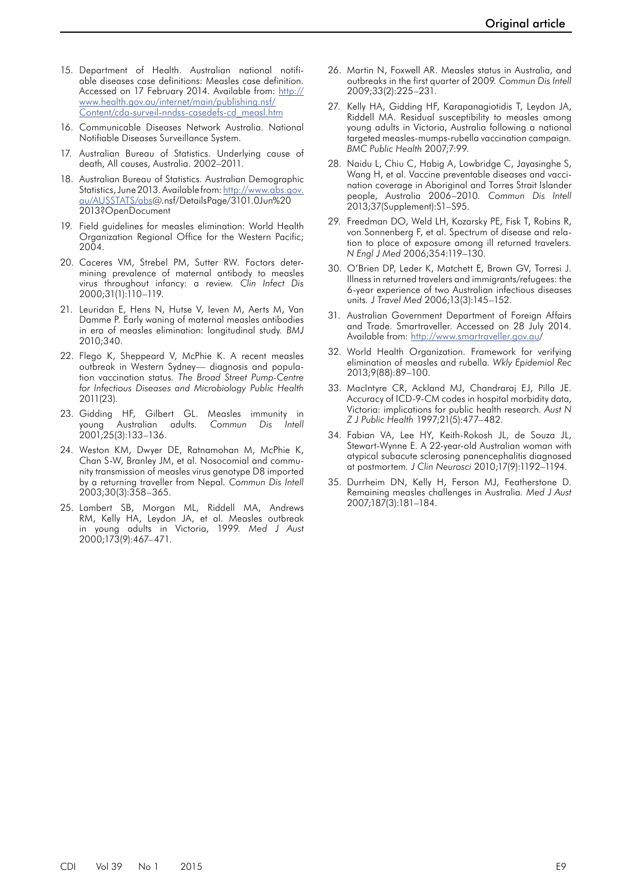15. Department of Health. Australian national notifiable diseases case definitions: Measles case definition. Accessed on 17 February 2014. Available from: http://www.health.gov.au/internet/main/publishing.nsf/Content/cda-surveil-nndss-casedefs-cd_measl.htm
16. Communicable Diseases Network Australia. National Notifiable Diseases Surveillance System.
17. Australian Bureau of Statistics. Underlying cause of death, All causes, Australia. 2002–2011.
18. Australian Bureau of Statistics. Australian Demographic Statistics, June 2013. Available from: http://www.abs.gov.au/AUSSTATS/abs@.nsf/DetailsPage/3101.0Jun%202013?OpenDocument
19. Field guidelines for measles elimination: World Health Organization Regional Office for the Western Pacific; 2004.
20. Caceres VM, Strebel PM, Sutter RW. Factors determining prevalence of maternal antibody to measles virus throughout infancy: a review. *Clin Infect Dis* 2000;31(1):110–119.
21. Leuridan E, Hens N, Hutse V, Ieven M, Aerts M, Van Damme P. Early waning of maternal measles antibodies in era of measles elimination: longitudinal study. *BMJ* 2010;340.
22. Flego K, Sheppeard V, McPhie K. A recent measles outbreak in Western Sydney— diagnosis and population vaccination status. *The Broad Street Pump-Centre for Infectious Diseases and Microbiology Public Health* 2011(23).
23. Gidding HF, Gilbert GL. Measles immunity in young Australian adults. *Commun Dis Intell* 2001;25(3):133–136.
24. Weston KM, Dwyer DE, Ratnamohan M, McPhie K, Chan S-W, Branley JM, et al. Nosocomial and community transmission of measles virus genotype D8 imported by a returning traveller from Nepal. *Commun Dis Intell* 2003;30(3):358–365.
25. Lambert SB, Morgan ML, Riddell MA, Andrews RM, Kelly HA, Leydon JA, et al. Measles outbreak in young adults in Victoria, 1999. *Med J Aust* 2000;173(9):467–471.
26. Martin N, Foxwell AR. Measles status in Australia, and outbreaks in the first quarter of 2009. *Commun Dis Intell* 2009;33(2):225–231.
27. Kelly HA, Gidding HF, Karapanagiotidis T, Leydon JA, Riddell MA. Residual susceptibility to measles among young adults in Victoria, Australia following a national targeted measles-mumps-rubella vaccination campaign. *BMC Public Health* 2007;7:99.
28. Naidu L, Chiu C, Habig A, Lowbridge C, Jayasinghe S, Wang H, et al. Vaccine preventable diseases and vaccination coverage in Aboriginal and Torres Strait Islander people, Australia 2006–2010. *Commun Dis Intell* 2013;37(Supplement):S1–S95.
29. Freedman DO, Weld LH, Kozarsky PE, Fisk T, Robins R, von Sonnenberg F, et al. Spectrum of disease and relation to place of exposure among ill returned travelers. *N Engl J Med* 2006;354:119–130.
30. O'Brien DP, Leder K, Matchett E, Brown GV, Torresi J. Illness in returned travelers and immigrants/refugees: the 6-year experience of two Australian infectious diseases units. *J Travel Med* 2006;13(3):145–152.
31. Australian Government Department of Foreign Affairs and Trade. Smartraveller. Accessed on 28 July 2014. Available from: http://www.smartraveller.gov.au/
32. World Health Organization. Framework for verifying elimination of measles and rubella. *Wkly Epidemiol Rec* 2013;9(88):89–100.
33. MacIntyre CR, Ackland MJ, Chandraraj EJ, Pilla JE. Accuracy of ICD-9-CM codes in hospital morbidity data, Victoria: implications for public health research. *Aust N Z J Public Health* 1997;21(5):477–482.
34. Fabian VA, Lee HY, Keith-Rokosh JL, de Souza JL, Stewart-Wynne E. A 22-year-old Australian woman with atypical subacute sclerosing panencephalitis diagnosed at postmortem. *J Clin Neurosci* 2010;17(9):1192–1194.
35. Durrheim DN, Kelly H, Ferson MJ, Featherstone D. Remaining measles challenges in Australia. *Med J Aust* 2007;187(3):181–184.